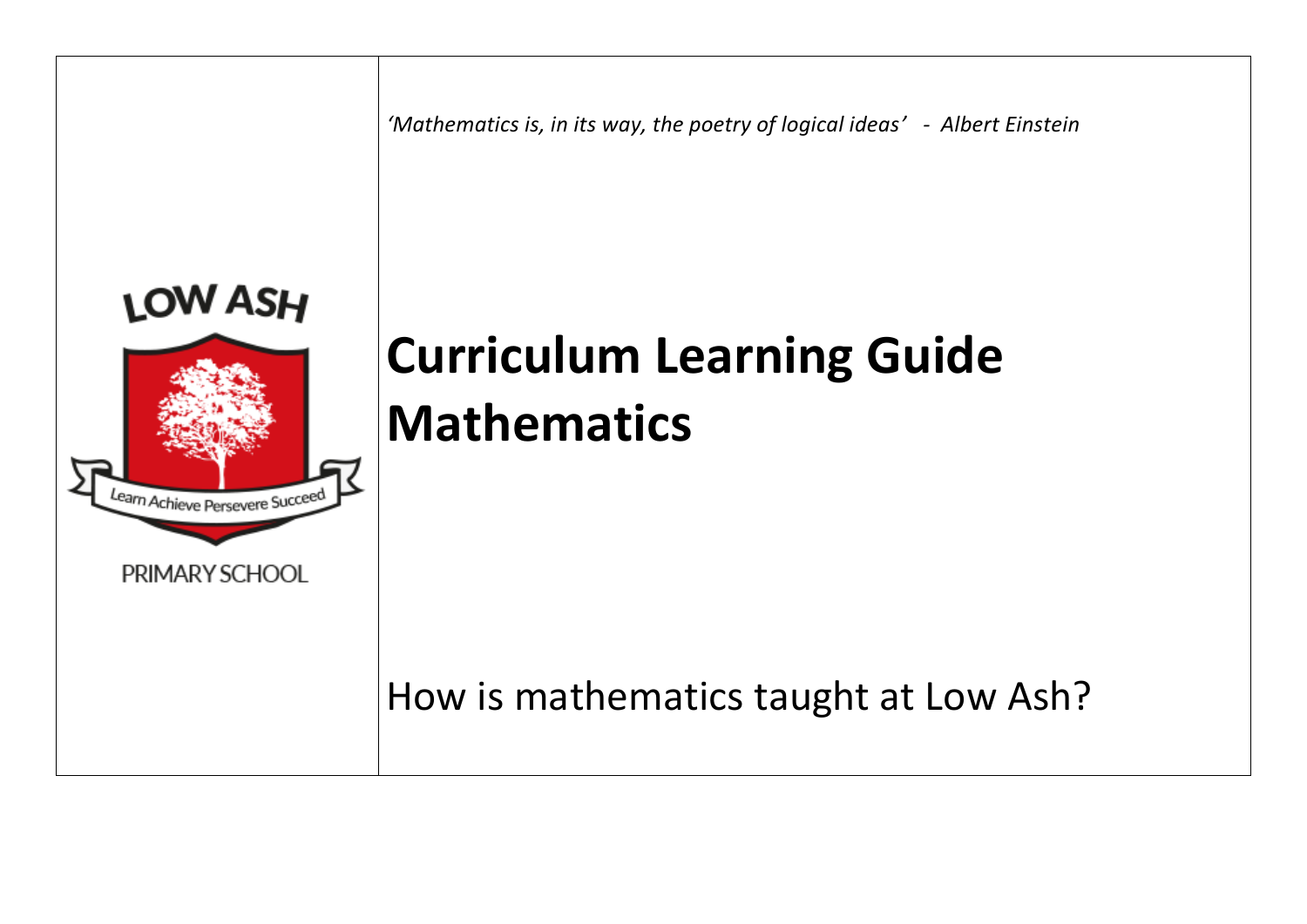*'Mathematics is, in its way, the poetry of logical ideas' - Albert Einstein*

LOW ASH

Learn Achieve Persevere Succeed

PRIMARY SCHOOL

# Curriculum Learning Guide Mathematics

How is mathematics taught at Low Ash?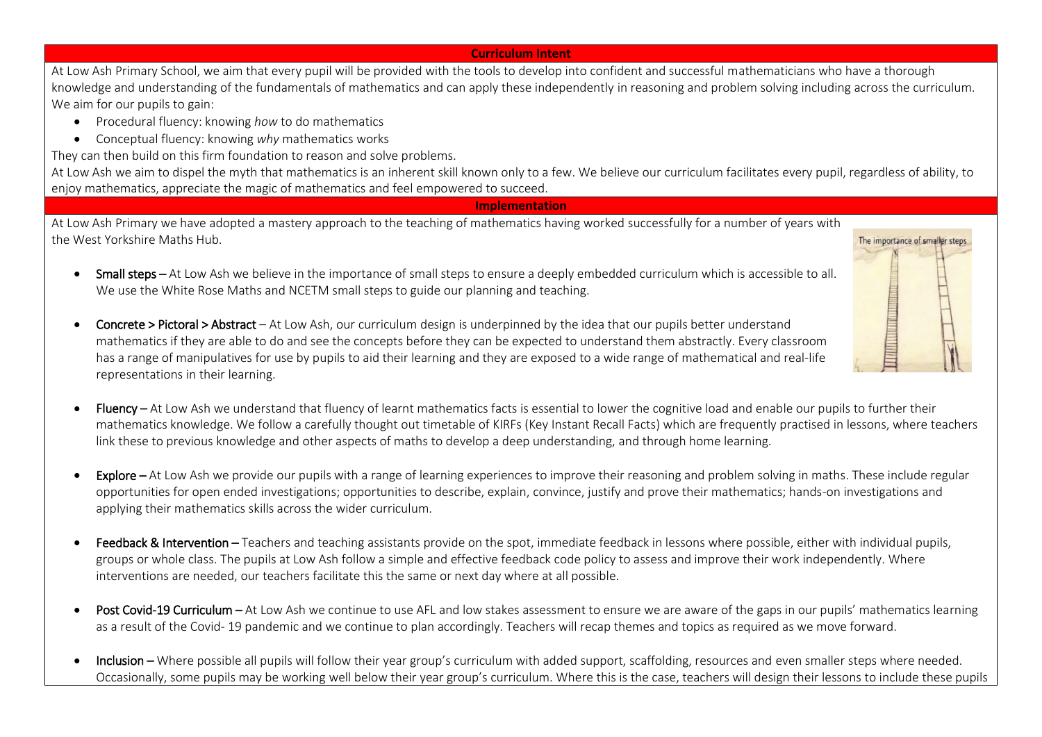## Curriculum Intent

At Low Ash Primary School, we aim that every pupil will be provided with the tools to develop into confident and successful mathematicians who have a thorough knowledge and understanding of the fundamentals of mathematics and can apply these independently in reasoning and problem solving including across the curriculum. We aim for our pupils to gain:

- Procedural fluency: knowing *how* to do mathematics
- Conceptual fluency: knowing *why* mathematics works

They can then build on this firm foundation to reason and solve problems.

At Low Ash we aim to dispel the myth that mathematics is an inherent skill known only to a few. We believe our curriculum facilitates every pupil, regardless of ability, to enjoy mathematics, appreciate the magic of mathematics and feel empowered to succeed.

## Implementation

At Low Ash Primary we have adopted a mastery approach to the teaching of mathematics having worked successfully for a number of years with the West Yorkshire Maths Hub.

- **Small steps** – At Low Ash we believe in the importance of small steps to ensure a deeply embedded curriculum which is accessible to all. We use the White Rose Maths and NCETM small steps to guide our planning and teaching.

- **Concrete > Pictoral > Abstract** – At Low Ash, our curriculum design is underpinned by the idea that our pupils better understand mathematics if they are able to do and see the concepts before they can be expected to understand them abstractly. Every classroom has a range of manipulatives for use by pupils to aid their learning and they are exposed to a wide range of mathematical and real-life representations in their learning.

The importance of smaller steps

- **Fluency** – At Low Ash we understand that fluency of learnt mathematics facts is essential to lower the cognitive load and enable our pupils to further their mathematics knowledge. We follow a carefully thought out timetable of KIRFs (Key Instant Recall Facts) which are frequently practised in lessons, where teachers link these to previous knowledge and other aspects of maths to develop a deep understanding, and through home learning.

- **Explore** – At Low Ash we provide our pupils with a range of learning experiences to improve their reasoning and problem solving in maths. These include regular opportunities for open ended investigations; opportunities to describe, explain, convince, justify and prove their mathematics; hands-on investigations and applying their mathematics skills across the wider curriculum.

- **Feedback & Intervention** – Teachers and teaching assistants provide on the spot, immediate feedback in lessons where possible, either with individual pupils, groups or whole class. The pupils at Low Ash follow a simple and effective feedback code policy to assess and improve their work independently. Where interventions are needed, our teachers facilitate this the same or next day where at all possible.

- **Post Covid-19 Curriculum** – At Low Ash we continue to use AFL and low stakes assessment to ensure we are aware of the gaps in our pupils' mathematics learning as a result of the Covid- 19 pandemic and we continue to plan accordingly. Teachers will recap themes and topics as required as we move forward.

- **Inclusion** – Where possible all pupils will follow their year group's curriculum with added support, scaffolding, resources and even smaller steps where needed. Occasionally, some pupils may be working well below their year group's curriculum. Where this is the case, teachers will design their lessons to include these pupils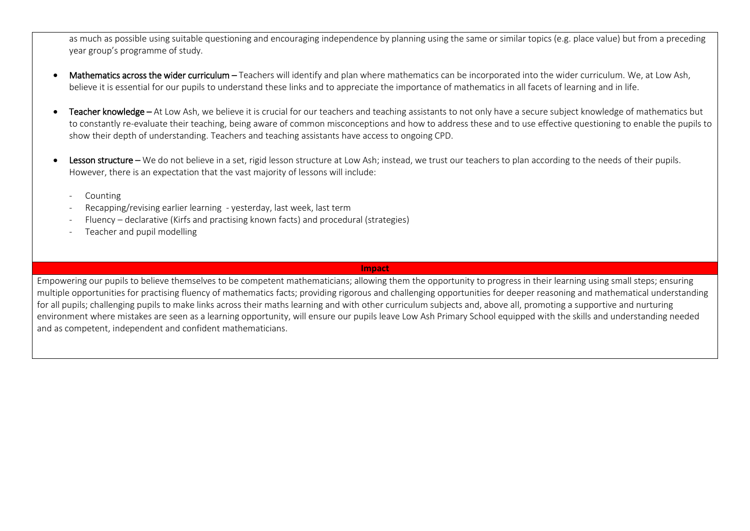as much as possible using suitable questioning and encouraging independence by planning using the same or similar topics (e.g. place value) but from a preceding year group's programme of study.

- **Mathematics across the wider curriculum** – Teachers will identify and plan where mathematics can be incorporated into the wider curriculum. We, at Low Ash, believe it is essential for our pupils to understand these links and to appreciate the importance of mathematics in all facets of learning and in life.

- **Teacher knowledge** – At Low Ash, we believe it is crucial for our teachers and teaching assistants to not only have a secure subject knowledge of mathematics but to constantly re-evaluate their teaching, being aware of common misconceptions and how to address these and to use effective questioning to enable the pupils to show their depth of understanding. Teachers and teaching assistants have access to ongoing CPD.

- **Lesson structure** – We do not believe in a set, rigid lesson structure at Low Ash; instead, we trust our teachers to plan according to the needs of their pupils. However, there is an expectation that the vast majority of lessons will include:

  - Counting
  - Recapping/revising earlier learning - yesterday, last week, last term
  - Fluency – declarative (Kirfs and practising known facts) and procedural (strategies)
  - Teacher and pupil modelling

## Impact

Empowering our pupils to believe themselves to be competent mathematicians; allowing them the opportunity to progress in their learning using small steps; ensuring multiple opportunities for practising fluency of mathematics facts; providing rigorous and challenging opportunities for deeper reasoning and mathematical understanding for all pupils; challenging pupils to make links across their maths learning and with other curriculum subjects and, above all, promoting a supportive and nurturing environment where mistakes are seen as a learning opportunity, will ensure our pupils leave Low Ash Primary School equipped with the skills and understanding needed and as competent, independent and confident mathematicians.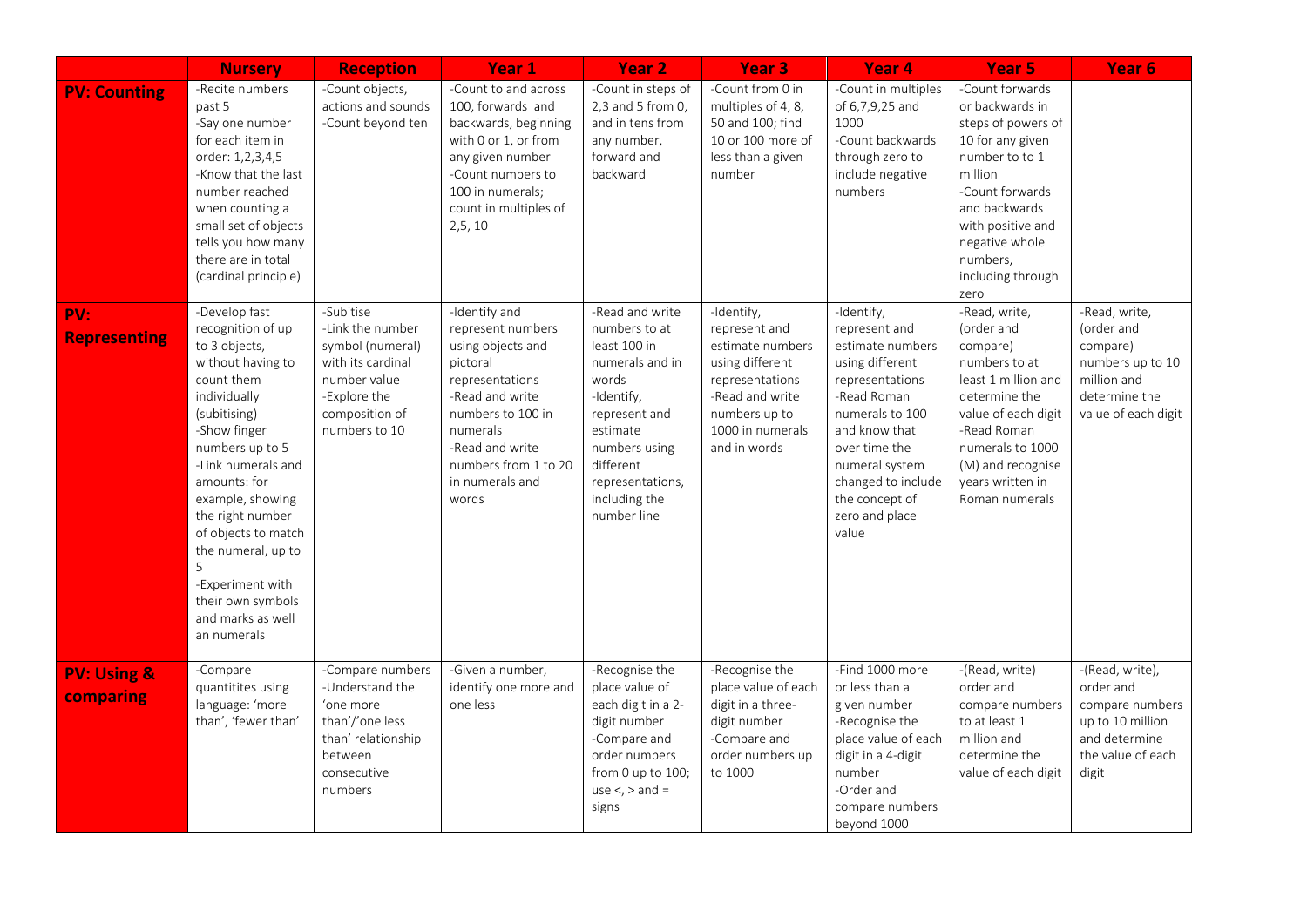| | Nursery | Reception | Year 1 | Year 2 | Year 3 | Year 4 | Year 5 | Year 6 |
|---|---|---|---|---|---|---|---|---|
| **PV: Counting** | -Recite numbers past 5<br>-Say one number for each item in order: 1,2,3,4,5<br>-Know that the last number reached when counting a small set of objects tells you how many there are in total (cardinal principle) | -Count objects, actions and sounds<br>-Count beyond ten | -Count to and across 100, forwards and backwards, beginning with 0 or 1, or from any given number<br>-Count numbers to 100 in numerals; count in multiples of 2,5, 10 | -Count in steps of 2,3 and 5 from 0, and in tens from any number, forward and backward | -Count from 0 in multiples of 4, 8, 50 and 100; find 10 or 100 more of less than a given number | -Count in multiples of 6,7,9,25 and 1000<br>-Count backwards through zero to include negative numbers | -Count forwards or backwards in steps of powers of 10 for any given number to to 1 million<br>-Count forwards and backwards with positive and negative whole numbers, including through zero | |
| **PV: Representing** | -Develop fast recognition of up to 3 objects, without having to count them individually (subitising)<br>-Show finger numbers up to 5<br>-Link numerals and amounts: for example, showing the right number of objects to match the numeral, up to 5<br>-Experiment with their own symbols and marks as well an numerals | -Subitise<br>-Link the number symbol (numeral) with its cardinal number value<br>-Explore the composition of numbers to 10 | -Identify and represent numbers using objects and pictoral representations<br>-Read and write numbers to 100 in numerals<br>-Read and write numbers from 1 to 20 in numerals and words | -Read and write numbers to at least 100 in numerals and in words<br>-Identify, represent and estimate numbers using different representations, including the number line | -Identify, represent and estimate numbers using different representations<br>-Read and write numbers up to 1000 in numerals and in words | -Identify, represent and estimate numbers using different representations<br>-Read Roman numerals to 100 and know that over time the numeral system changed to include the concept of zero and place value | -Read, write, (order and compare) numbers to at least 1 million and determine the value of each digit<br>-Read Roman numerals to 1000 (M) and recognise years written in Roman numerals | -Read, write, (order and compare) numbers up to 10 million and determine the value of each digit |
| **PV: Using & comparing** | -Compare quantitites using language: 'more than', 'fewer than' | -Compare numbers<br>-Understand the 'one more than'/'one less than' relationship between consecutive numbers | -Given a number, identify one more and one less | -Recognise the place value of each digit in a 2-digit number<br>-Compare and order numbers from 0 up to 100; use <, > and = signs | -Recognise the place value of each digit in a three-digit number<br>-Compare and order numbers up to 1000 | -Find 1000 more or less than a given number<br>-Recognise the place value of each digit in a 4-digit number<br>-Order and compare numbers beyond 1000 | -(Read, write) order and compare numbers to at least 1 million and determine the value of each digit | -(Read, write), order and compare numbers up to 10 million and determine the value of each digit |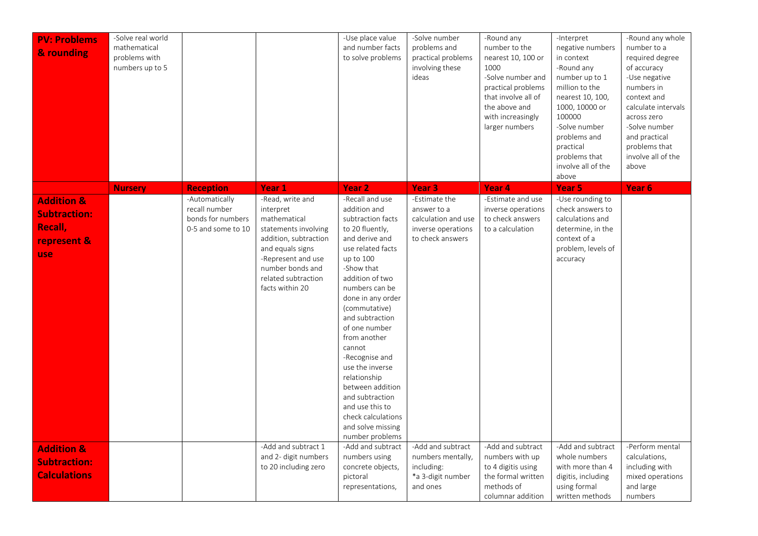| **PV: Problems & rounding** | -Solve real world mathematical problems with numbers up to 5 | | | -Use place value and number facts to solve problems | -Solve number problems and practical problems involving these ideas | -Round any number to the nearest 10, 100 or 1000<br>-Solve number and practical problems that involve all of the above and with increasingly larger numbers | -Interpret negative numbers in context<br>-Round any number up to 1 million to the nearest 10, 100, 1000, 10000 or 100000<br>-Solve number problems and practical problems that involve all of the above | -Round any whole number to a required degree of accuracy<br>-Use negative numbers in context and calculate intervals across zero<br>-Solve number and practical problems that involve all of the above |
|---|---|---|---|---|---|---|---|---|
| | **Nursery** | **Reception** | **Year 1** | **Year 2** | **Year 3** | **Year 4** | **Year 5** | **Year 6** |
| **Addition & Subtraction: Recall, represent & use** | | -Automatically recall number bonds for numbers 0-5 and some to 10 | -Read, write and interpret mathematical statements involving addition, subtraction and equals signs<br>-Represent and use number bonds and related subtraction facts within 20 | -Recall and use addition and subtraction facts to 20 fluently, and derive and use related facts up to 100<br>-Show that addition of two numbers can be done in any order (commutative) and subtraction of one number from another cannot<br>-Recognise and use the inverse relationship between addition and subtraction and use this to check calculations and solve missing number problems | -Estimate the answer to a calculation and use inverse operations to check answers | -Estimate and use inverse operations to check answers to a calculation | -Use rounding to check answers to calculations and determine, in the context of a problem, levels of accuracy | |
| **Addition & Subtraction: Calculations** | | | -Add and subtract 1 and 2- digit numbers to 20 including zero | -Add and subtract numbers using concrete objects, pictoral representations, | -Add and subtract numbers mentally, including:<br>*a 3-digit number and ones | -Add and subtract numbers with up to 4 digitis using the formal written methods of columnar addition | -Add and subtract whole numbers with more than 4 digitis, including using formal written methods | -Perform mental calculations, including with mixed operations and large numbers |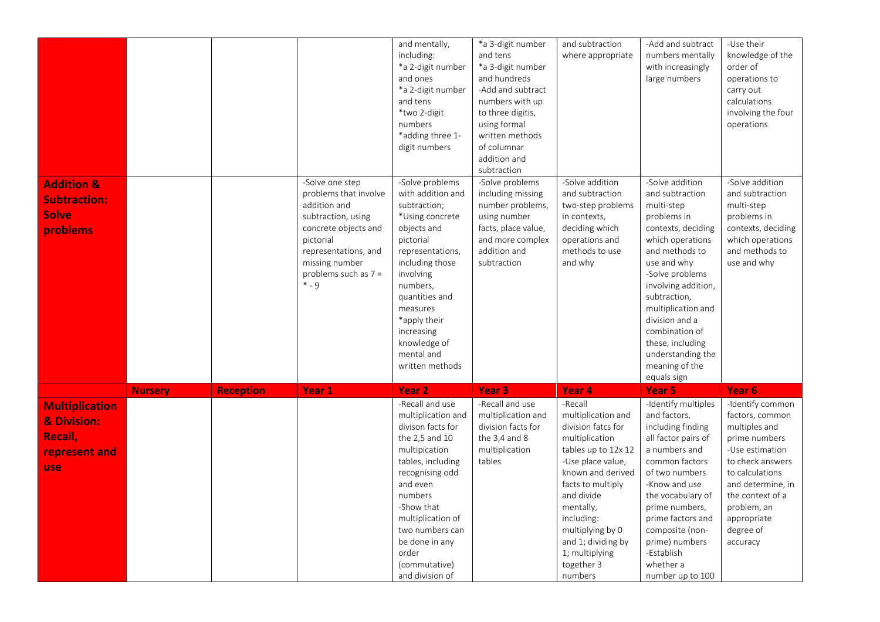| | | | | | | | | |
|---|---|---|---|---|---|---|---|---|
| | | | | and mentally, including: *a 2-digit number and ones *a 2-digit number and tens *two 2-digit numbers *adding three 1-digit numbers | *a 3-digit number and tens *a 3-digit number and hundreds -Add and subtract numbers with up to three digitis, using formal written methods of columnar addition and subtraction | and subtraction where appropriate | -Add and subtract numbers mentally with increasingly large numbers | -Use their knowledge of the order of operations to carry out calculations involving the four operations |
| **Addition & Subtraction: Solve problems** | | | -Solve one step problems that involve addition and subtraction, using concrete objects and pictorial representations, and missing number problems such as 7 = * - 9 | -Solve problems with addition and subtraction; *Using concrete objects and pictorial representations, including those involving numbers, quantities and measures *apply their increasing knowledge of mental and written methods | -Solve problems including missing number problems, using number facts, place value, and more complex addition and subtraction | -Solve addition and subtraction two-step problems in contexts, deciding which operations and methods to use and why | -Solve addition and subtraction multi-step problems in contexts, deciding which operations and methods to use and why -Solve problems involving addition, subtraction, multiplication and division and a combination of these, including understanding the meaning of the equals sign | -Solve addition and subtraction multi-step problems in contexts, deciding which operations and methods to use and why |
| | **Nursery** | **Reception** | **Year 1** | **Year 2** | **Year 3** | **Year 4** | **Year 5** | **Year 6** |
| **Multiplication & Division: Recall, represent and use** | | | | -Recall and use multiplication and divison facts for the 2,5 and 10 multipication tables, including recognising odd and even numbers -Show that multiplication of two numbers can be done in any order (commutative) and division of | -Recall and use multiplication and division facts for the 3,4 and 8 multiplication tables | -Recall multiplication and division fatcs for multiplication tables up to 12x12 -Use place value, known and derived facts to multiply and divide mentally, including: multiplying by 0 and 1; dividing by 1; multiplying together 3 numbers | -Identify multiples and factors, including finding all factor pairs of a numbers and common factors of two numbers -Know and use the vocabulary of prime numbers, prime factors and composite (non-prime) numbers -Establish whether a number up to 100 | -Identify common factors, common multiples and prime numbers -Use estimation to check answers to calculations and determine, in the context of a problem, an appropriate degree of accuracy |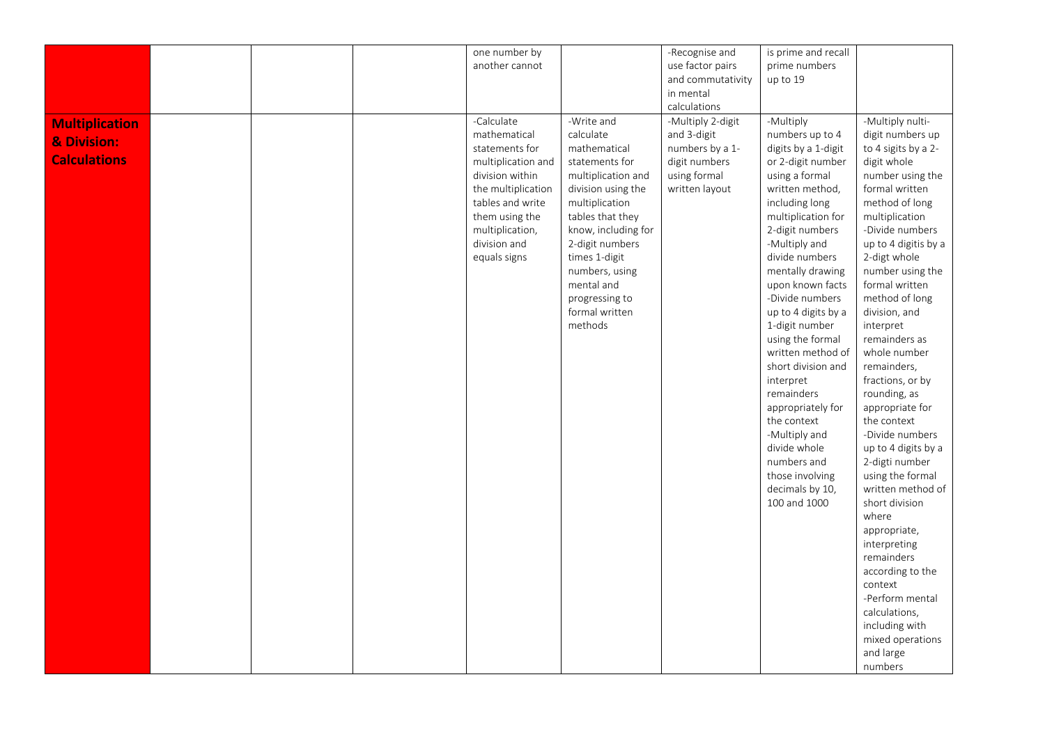| | | | | | | | | |
|---|---|---|---|---|---|---|---|---|
| | | | | one number by another cannot | | -Recognise and use factor pairs and commutativity in mental calculations | is prime and recall prime numbers up to 19 | |
| **Multiplication & Division: Calculations** | | | | -Calculate mathematical statements for multiplication and division within the multiplication tables and write them using the multiplication, division and equals signs | -Write and calculate mathematical statements for multiplication and division using the multiplication tables that they know, including for 2-digit numbers times 1-digit numbers, using mental and progressing to formal written methods | -Multiply 2-digit and 3-digit numbers by a 1-digit numbers using formal written layout | -Multiply numbers up to 4 digits by a 1-digit or 2-digit number using a formal written method, including long multiplication for 2-digit numbers<br>-Multiply and divide numbers mentally drawing upon known facts<br>-Divide numbers up to 4 digits by a 1-digit number using the formal written method of short division and interpret remainders appropriately for the context<br>-Multiply and divide whole numbers and those involving decimals by 10, 100 and 1000 | -Multiply nulti-digit numbers up to 4 sigits by a 2-digit whole number using the formal written method of long multiplication<br>-Divide numbers up to 4 digitis by a 2-digt whole number using the formal written method of long division, and interpret remainders as whole number remainders, fractions, or by rounding, as appropriate for the context<br>-Divide numbers up to 4 digits by a 2-digti number using the formal written method of short division where appropriate, interpreting remainders according to the context<br>-Perform mental calculations, including with mixed operations and large numbers |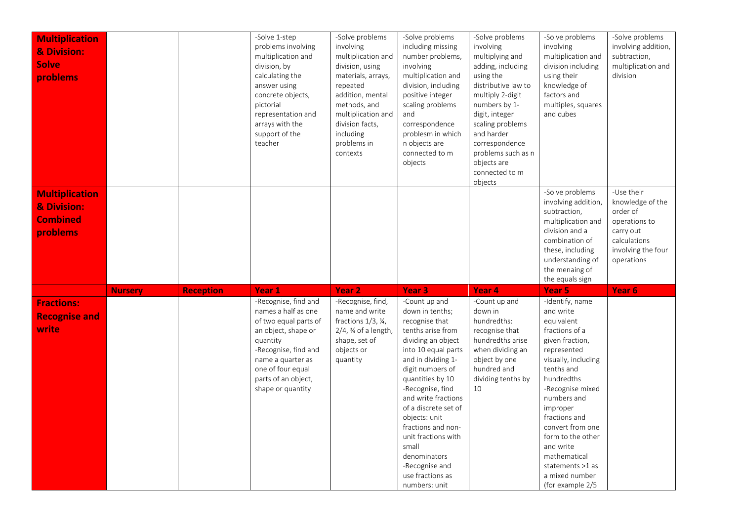| | | | | | | | | |
|---|---|---|---|---|---|---|---|---|
| **Multiplication & Division: Solve problems** | | | -Solve 1-step problems involving multiplication and division, by calculating the answer using concrete objects, pictorial representation and arrays with the support of the teacher | -Solve problems involving multiplication and division, using materials, arrays, repeated addition, mental methods, and multiplication and division facts, including problems in contexts | -Solve problems including missing number problems, involving multiplication and division, including positive integer scaling problems and correspondence problesm in which n objects are connected to m objects | -Solve problems involving multiplying and adding, including using the distributive law to multiply 2-digit numbers by 1-digit, integer scaling problems and harder correspondence problems such as n objects are connected to m objects | -Solve problems involving multiplication and division including using their knowledge of factors and multiples, squares and cubes | -Solve problems involving addition, subtraction, multiplication and division |
| **Multiplication & Division: Combined problems** | | | | | | | -Solve problems involving addition, subtraction, multiplication and division and a combination of these, including understanding of the menaing of the equals sign | -Use their knowledge of the order of operations to carry out calculations involving the four operations |
| | **Nursery** | **Reception** | **Year 1** | **Year 2** | **Year 3** | **Year 4** | **Year 5** | **Year 6** |
| **Fractions: Recognise and write** | | | -Recognise, find and names a half as one of two equal parts of an object, shape or quantity<br>-Recognise, find and name a quarter as one of four equal parts of an object, shape or quantity | -Recognise, find, name and write fractions 1/3, ¼, 2/4, ¾ of a length, shape, set of objects or quantity | -Count up and down in tenths; recognise that tenths arise from dividing an object into 10 equal parts and in dividing 1-digit numbers of quantities by 10<br>-Recognise, find and write fractions of a discrete set of objects: unit fractions and non-unit fractions with small denominators<br>-Recognise and use fractions as numbers: unit | -Count up and down in hundredths: recognise that hundredths arise when dividing an object by one hundred and dividing tenths by 10 | -Identify, name and write equivalent fractions of a given fraction, represented visually, including tenths and hundredths<br>-Recognise mixed numbers and improper fractions and convert from one form to the other and write mathematical statements >1 as a mixed number (for example 2/5 | |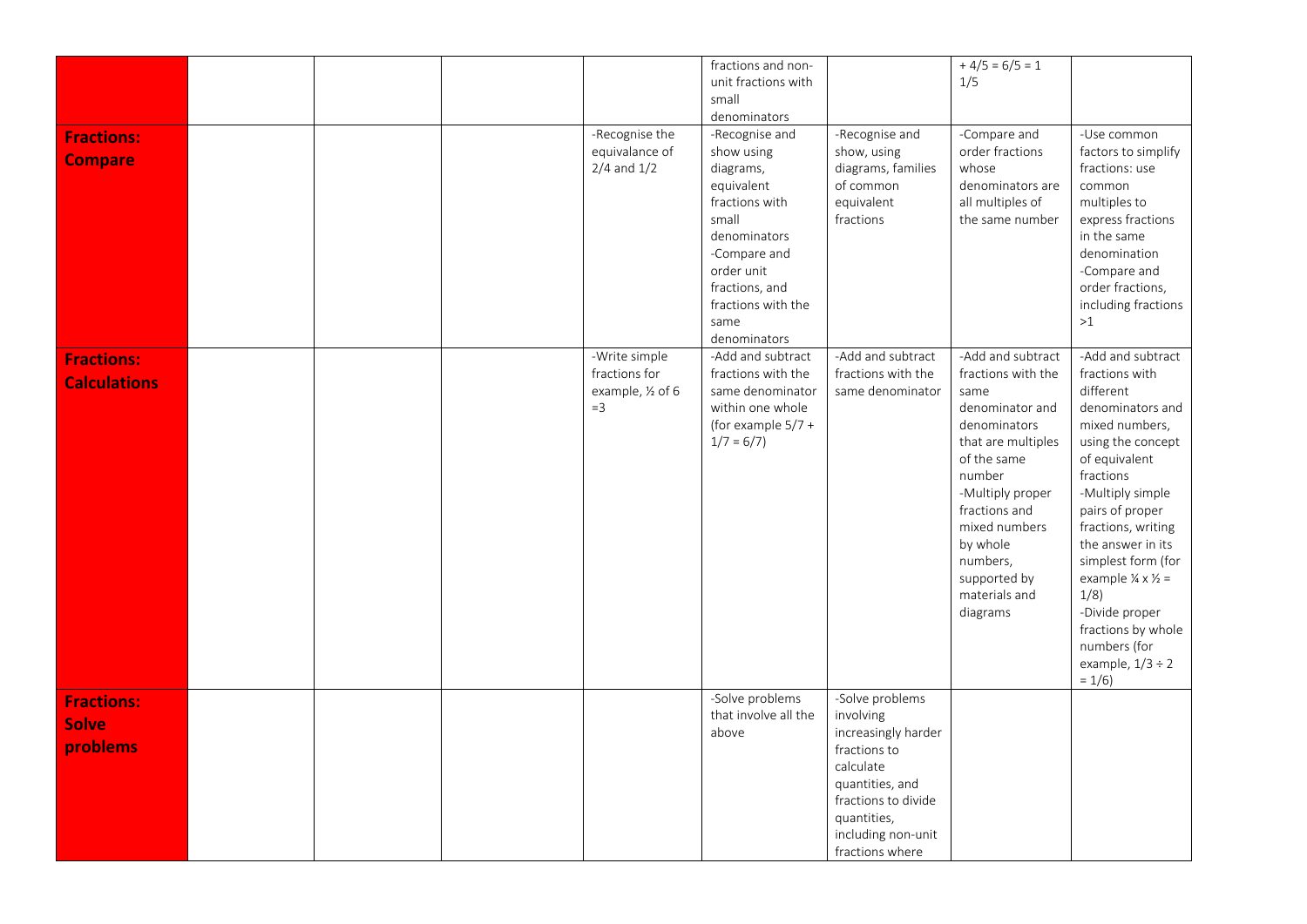| | | | | | | | | |
|---|---|---|---|---|---|---|---|---|
| | | | | | fractions and non-unit fractions with small denominators | | + 4/5 = 6/5 = 1 1/5 | |
| **Fractions: Compare** | | | | -Recognise the equivalance of 2/4 and 1/2 | -Recognise and show using diagrams, equivalent fractions with small denominators<br>-Compare and order unit fractions, and fractions with the same denominators | -Recognise and show, using diagrams, families of common equivalent fractions | -Compare and order fractions whose denominators are all multiples of the same number | -Use common factors to simplify fractions: use common multiples to express fractions in the same denomination<br>-Compare and order fractions, including fractions >1 |
| **Fractions: Calculations** | | | | -Write simple fractions for example, ½ of 6 =3 | -Add and subtract fractions with the same denominator within one whole (for example 5/7 + 1/7 = 6/7) | -Add and subtract fractions with the same denominator | -Add and subtract fractions with the same denominator and denominators that are multiples of the same number<br>-Multiply proper fractions and mixed numbers by whole numbers, supported by materials and diagrams | -Add and subtract fractions with different denominators and mixed numbers, using the concept of equivalent fractions<br>-Multiply simple pairs of proper fractions, writing the answer in its simplest form (for example ¼ x ½ = 1/8)<br>-Divide proper fractions by whole numbers (for example, 1/3 ÷ 2 = 1/6) |
| **Fractions: Solve problems** | | | | | -Solve problems that involve all the above | -Solve problems involving increasingly harder fractions to calculate quantities, and fractions to divide quantities, including non-unit fractions where | | |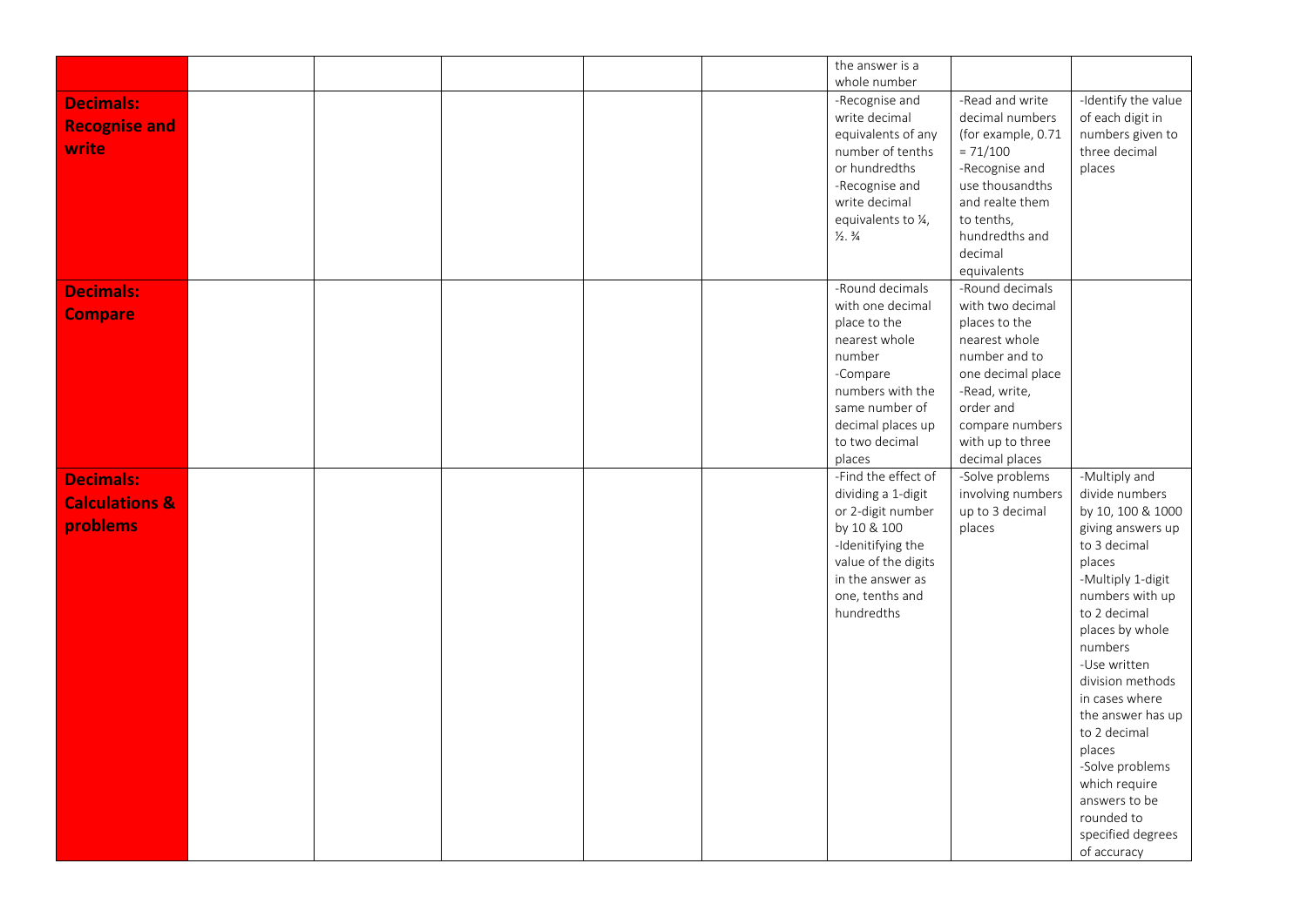| | | | | | | | | |
|---|---|---|---|---|---|---|---|---|
| | | | | | | the answer is a whole number | | |
| **Decimals: Recognise and write** | | | | | | -Recognise and write decimal equivalents of any number of tenths or hundredths<br>-Recognise and write decimal equivalents to ¼, ½. ¾ | -Read and write decimal numbers (for example, 0.71 = 71/100<br>-Recognise and use thousandths and realte them to tenths, hundredths and decimal equivalents | -Identify the value of each digit in numbers given to three decimal places |
| **Decimals: Compare** | | | | | | -Round decimals with one decimal place to the nearest whole number<br>-Compare numbers with the same number of decimal places up to two decimal places | -Round decimals with two decimal places to the nearest whole number and to one decimal place<br>-Read, write, order and compare numbers with up to three decimal places | |
| **Decimals: Calculations & problems** | | | | | | -Find the effect of dividing a 1-digit or 2-digit number by 10 & 100<br>-Idenitifying the value of the digits in the answer as one, tenths and hundredths | -Solve problems involving numbers up to 3 decimal places | -Multiply and divide numbers by 10, 100 & 1000 giving answers up to 3 decimal places<br>-Multiply 1-digit numbers with up to 2 decimal places by whole numbers<br>-Use written division methods in cases where the answer has up to 2 decimal places<br>-Solve problems which require answers to be rounded to specified degrees of accuracy |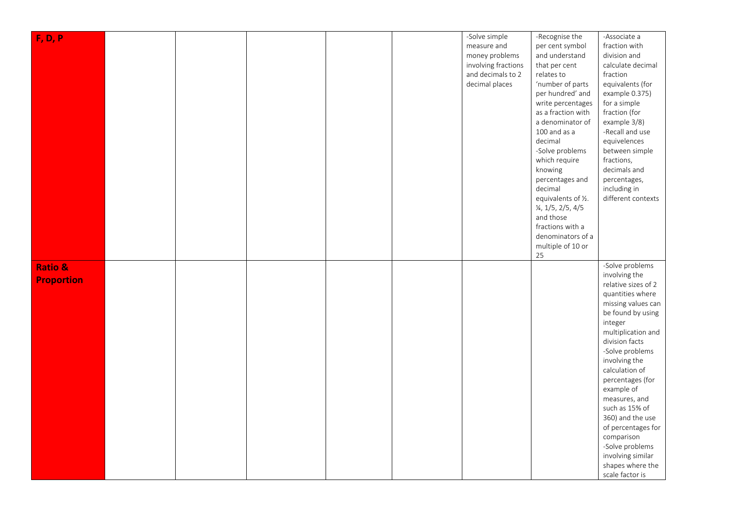| | | | | | | | | |
|---|---|---|---|---|---|---|---|---|
| **F, D, P** | | | | | | -Solve simple measure and money problems involving fractions and decimals to 2 decimal places | -Recognise the per cent symbol and understand that per cent relates to 'number of parts per hundred' and write percentages as a fraction with a denominator of 100 and as a decimal<br>-Solve problems which require knowing percentages and decimal equivalents of ½. ¼, 1/5, 2/5, 4/5 and those fractions with a denominators of a multiple of 10 or 25 | -Associate a fraction with division and calculate decimal fraction equivalents (for example 0.375) for a simple fraction (for example 3/8)<br>-Recall and use equivelences between simple fractions, decimals and percentages, including in different contexts |
| **Ratio & Proportion** | | | | | | | | -Solve problems involving the relative sizes of 2 quantities where missing values can be found by using integer multiplication and division facts<br>-Solve problems involving the calculation of percentages (for example of measures, and such as 15% of 360) and the use of percentages for comparison<br>-Solve problems involving similar shapes where the scale factor is |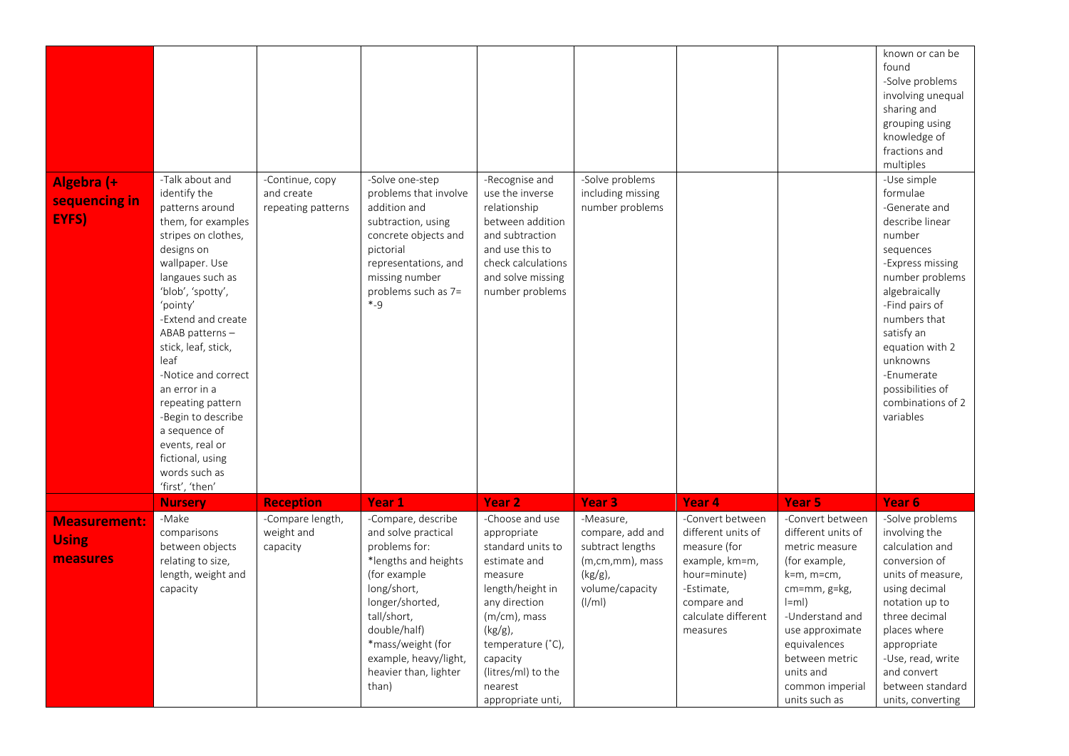| | | | | | | | | known or can be found<br>-Solve problems involving unequal sharing and grouping using knowledge of fractions and multiples |
|---|---|---|---|---|---|---|---|---|
| **Algebra (+ sequencing in EYFS)** | -Talk about and identify the patterns around them, for examples stripes on clothes, designs on wallpaper. Use langaues such as 'blob', 'spotty', 'pointy'<br>-Extend and create ABAB patterns – stick, leaf, stick, leaf<br>-Notice and correct an error in a repeating pattern<br>-Begin to describe a sequence of events, real or fictional, using words such as 'first', 'then' | -Continue, copy and create repeating patterns | -Solve one-step problems that involve addition and subtraction, using concrete objects and pictorial representations, and missing number problems such as 7= *-9 | -Recognise and use the inverse relationship between addition and subtraction and use this to check calculations and solve missing number problems | -Solve problems including missing number problems | | | -Use simple formulae<br>-Generate and describe linear number sequences<br>-Express missing number problems algebraically<br>-Find pairs of numbers that satisfy an equation with 2 unknowns<br>-Enumerate possibilities of combinations of 2 variables |
| | **Nursery** | **Reception** | **Year 1** | **Year 2** | **Year 3** | **Year 4** | **Year 5** | **Year 6** |
| **Measurement: Using measures** | -Make comparisons between objects relating to size, length, weight and capacity | -Compare length, weight and capacity | -Compare, describe and solve practical problems for:<br>*lengths and heights (for example long/short, longer/shorted, tall/short, double/half)<br>*mass/weight (for example, heavy/light, heavier than, lighter than) | -Choose and use appropriate standard units to estimate and measure length/height in any direction (m/cm), mass (kg/g), temperature (˚C), capacity (litres/ml) to the nearest appropriate unti, | -Measure, compare, add and subtract lengths (m,cm,mm), mass (kg/g), volume/capacity (l/ml) | -Convert between different units of measure (for example, km=m, hour=minute)<br>-Estimate, compare and calculate different measures | -Convert between different units of metric measure (for example, k=m, m=cm, cm=mm, g=kg, l=ml)<br>-Understand and use approximate equivalences between metric units and common imperial units such as | -Solve problems involving the calculation and conversion of units of measure, using decimal notation up to three decimal places where appropriate<br>-Use, read, write and convert between standard units, converting |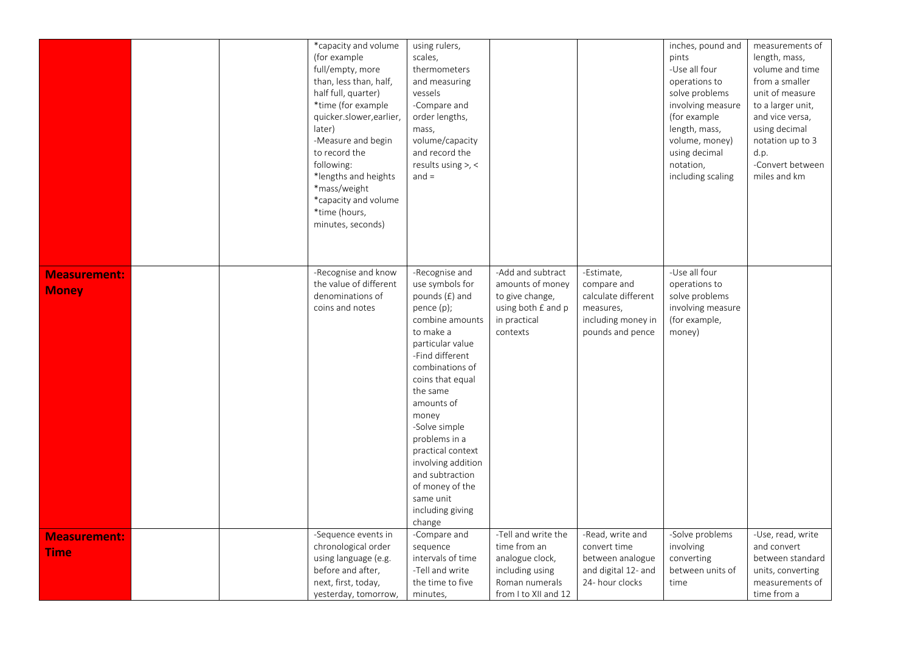| | | | | | | | | |
|---|---|---|---|---|---|---|---|---|
| | | | *capacity and volume (for example full/empty, more than, less than, half, half full, quarter)<br>*time (for example quicker.slower,earlier, later)<br>-Measure and begin to record the following:<br>*lengths and heights<br>*mass/weight<br>*capacity and volume<br>*time (hours, minutes, seconds) | using rulers, scales, thermometers and measuring vessels<br>-Compare and order lengths, mass, volume/capacity and record the results using >, < and = | | | inches, pound and pints<br>-Use all four operations to solve problems involving measure (for example length, mass, volume, money) using decimal notation, including scaling | measurements of length, mass, volume and time from a smaller unit of measure to a larger unit, and vice versa, using decimal notation up to 3 d.p.<br>-Convert between miles and km |
| **Measurement: Money** | | | -Recognise and know the value of different denominations of coins and notes | -Recognise and use symbols for pounds (£) and pence (p); combine amounts to make a particular value<br>-Find different combinations of coins that equal the same amounts of money<br>-Solve simple problems in a practical context involving addition and subtraction of money of the same unit including giving change | -Add and subtract amounts of money to give change, using both £ and p in practical contexts | -Estimate, compare and calculate different measures, including money in pounds and pence | -Use all four operations to solve problems involving measure (for example, money) | |
| **Measurement: Time** | | | -Sequence events in chronological order using language (e.g. before and after, next, first, today, yesterday, tomorrow, | -Compare and sequence intervals of time<br>-Tell and write the time to five minutes, | -Tell and write the time from an analogue clock, including using Roman numerals from I to XII and 12 | -Read, write and convert time between analogue and digital 12- and 24- hour clocks | -Solve problems involving converting between units of time | -Use, read, write and convert between standard units, converting measurements of time from a |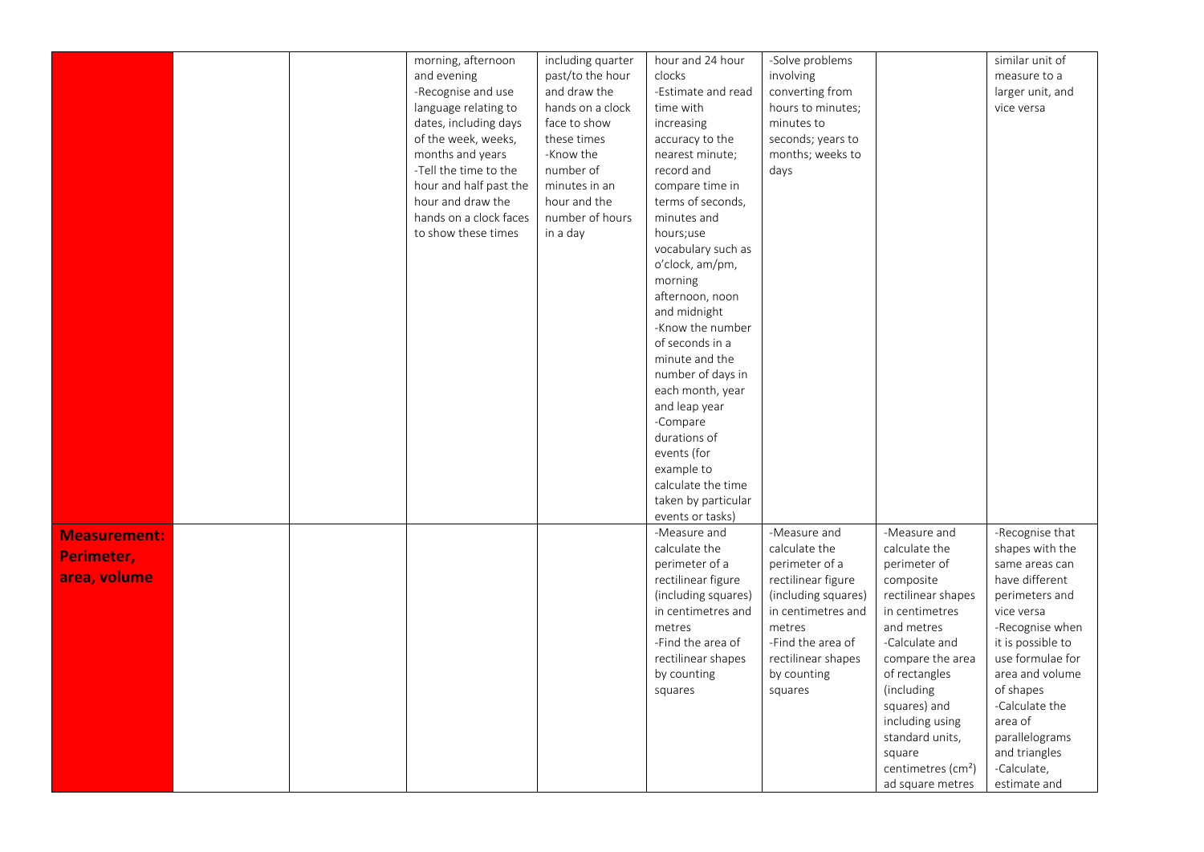|  |  |  |  |  |  |  |  |  |
|---|---|---|---|---|---|---|---|---|
|  |  |  | morning, afternoon and evening<br>-Recognise and use language relating to dates, including days of the week, weeks, months and years<br>-Tell the time to the hour and half past the hour and draw the hands on a clock faces to show these times | including quarter past/to the hour and draw the hands on a clock face to show these times<br>-Know the number of minutes in an hour and the number of hours in a day | hour and 24 hour clocks<br>-Estimate and read time with increasing accuracy to the nearest minute; record and compare time in terms of seconds, minutes and hours;use vocabulary such as o'clock, am/pm, morning afternoon, noon and midnight<br>-Know the number of seconds in a minute and the number of days in each month, year and leap year<br>-Compare durations of events (for example to calculate the time taken by particular events or tasks) | -Solve problems involving converting from hours to minutes; minutes to seconds; years to months; weeks to days |  | similar unit of measure to a larger unit, and vice versa |
| **Measurement: Perimeter, area, volume** |  |  |  |  | -Measure and calculate the perimeter of a rectilinear figure (including squares) in centimetres and metres<br>-Find the area of rectilinear shapes by counting squares | -Measure and calculate the perimeter of a rectilinear figure (including squares) in centimetres and metres<br>-Find the area of rectilinear shapes by counting squares | -Measure and calculate the perimeter of composite rectilinear shapes in centimetres and metres<br>-Calculate and compare the area of rectangles (including squares) and including using standard units, square centimetres ($cm^2$) ad square metres | -Recognise that shapes with the same areas can have different perimeters and vice versa<br>-Recognise when it is possible to use formulae for area and volume of shapes<br>-Calculate the area of parallelograms and triangles<br>-Calculate, estimate and |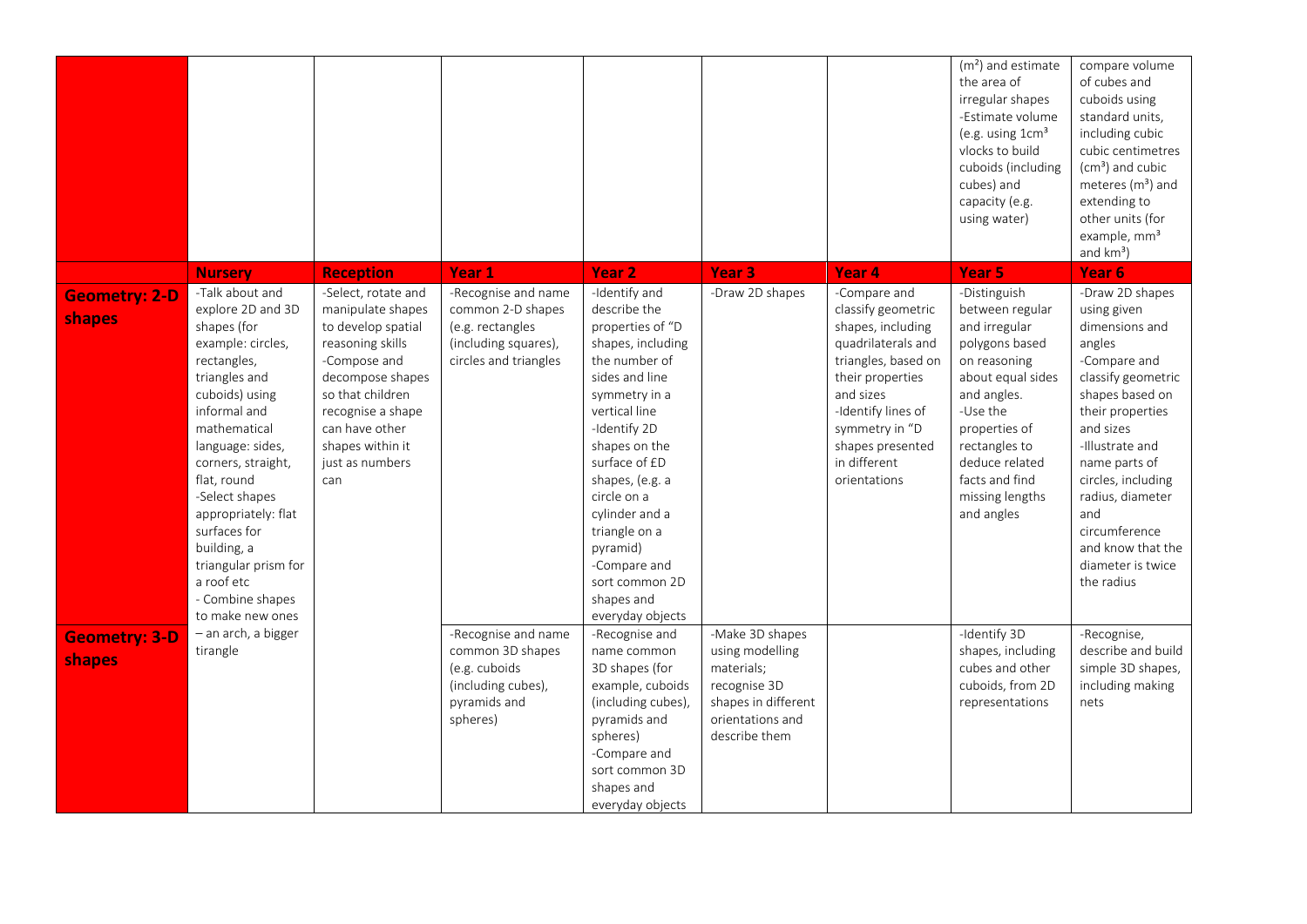| | | | | | | | ($m^2$) and estimate the area of irregular shapes<br>-Estimate volume (e.g. using $1cm^3$ vlocks to build cuboids (including cubes) and capacity (e.g. using water) | compare volume of cubes and cuboids using standard units, including cubic cubic centimetres ($cm^3$) and cubic meteres ($m^3$) and extending to other units (for example, $mm^3$ and $km^3$) |
|---|---|---|---|---|---|---|---|---|
| | **Nursery** | **Reception** | **Year 1** | **Year 2** | **Year 3** | **Year 4** | **Year 5** | **Year 6** |
| **Geometry: 2-D shapes** | -Talk about and explore 2D and 3D shapes (for example: circles, rectangles, triangles and cuboids) using informal and mathematical language: sides, corners, straight, flat, round<br>-Select shapes appropriately: flat surfaces for building, a triangular prism for a roof etc<br>- Combine shapes to make new ones – an arch, a bigger tirangle | -Select, rotate and manipulate shapes to develop spatial reasoning skills<br>-Compose and decompose shapes so that children recognise a shape can have other shapes within it just as numbers can | -Recognise and name common 2-D shapes (e.g. rectangles (including squares), circles and triangles | -Identify and describe the properties of "D shapes, including the number of sides and line symmetry in a vertical line<br>-Identify 2D shapes on the surface of £D shapes, (e.g. a circle on a cylinder and a triangle on a pyramid)<br>-Compare and sort common 2D shapes and everyday objects | -Draw 2D shapes | -Compare and classify geometric shapes, including quadrilaterals and triangles, based on their properties and sizes<br>-Identify lines of symmetry in "D shapes presented in different orientations | -Distinguish between regular and irregular polygons based on reasoning about equal sides and angles.<br>-Use the properties of rectangles to deduce related facts and find missing lengths and angles | -Draw 2D shapes using given dimensions and angles<br>-Compare and classify geometric shapes based on their properties and sizes<br>-Illustrate and name parts of circles, including radius, diameter and circumference and know that the diameter is twice the radius |
| **Geometry: 3-D shapes** | | | -Recognise and name common 3D shapes (e.g. cuboids (including cubes), pyramids and spheres) | -Recognise and name common 3D shapes (for example, cuboids (including cubes), pyramids and spheres)<br>-Compare and sort common 3D shapes and everyday objects | -Make 3D shapes using modelling materials; recognise 3D shapes in different orientations and describe them | | -Identify 3D shapes, including cubes and other cuboids, from 2D representations | -Recognise, describe and build simple 3D shapes, including making nets |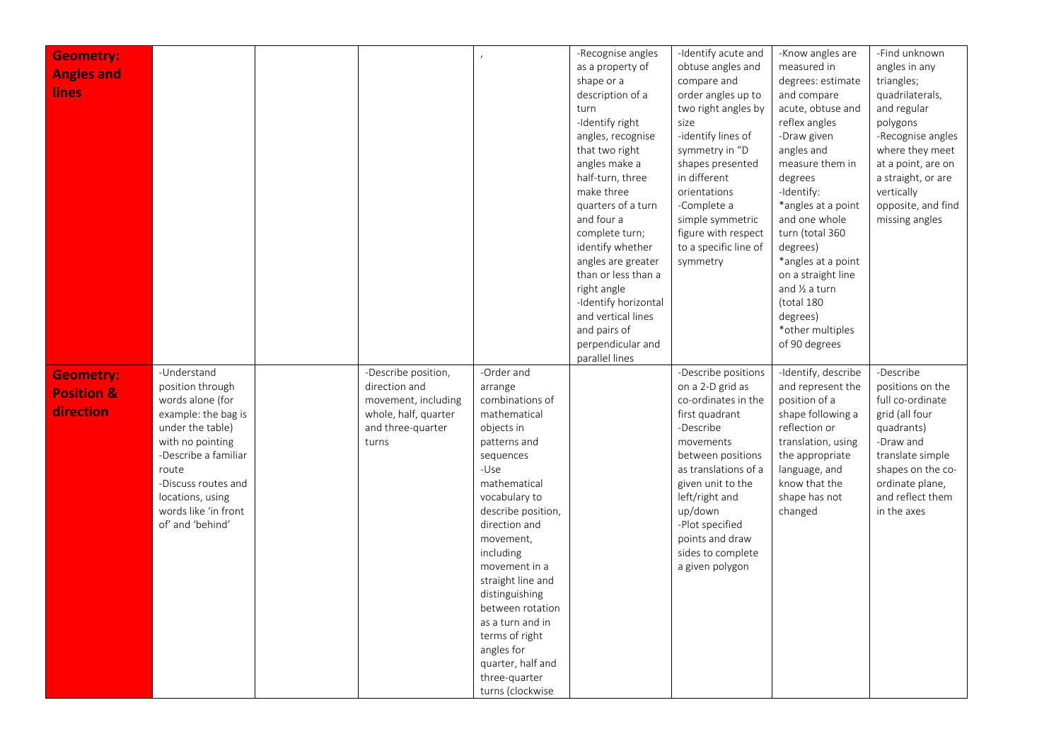| | | | | | | | | |
|---|---|---|---|---|---|---|---|---|
| **Geometry: Angles and lines** | | | | , | -Recognise angles as a property of shape or a description of a turn<br>-Identify right angles, recognise that two right angles make a half-turn, three make three quarters of a turn and four a complete turn; identify whether angles are greater than or less than a right angle<br>-Identify horizontal and vertical lines and pairs of perpendicular and parallel lines | -Identify acute and obtuse angles and compare and order angles up to two right angles by size<br>-identify lines of symmetry in "D shapes presented in different orientations<br>-Complete a simple symmetric figure with respect to a specific line of symmetry | -Know angles are measured in degrees: estimate and compare acute, obtuse and reflex angles<br>-Draw given angles and measure them in degrees<br>-Identify:<br>*angles at a point and one whole turn (total 360 degrees)<br>*angles at a point on a straight line and ½ a turn (total 180 degrees)<br>*other multiples of 90 degrees | -Find unknown angles in any triangles; quadrilaterals, and regular polygons<br>-Recognise angles where they meet at a point, are on a straight, or are vertically opposite, and find missing angles |
| **Geometry: Position & direction** | -Understand position through words alone (for example: the bag is under the table) with no pointing<br>-Describe a familiar route<br>-Discuss routes and locations, using words like 'in front of' and 'behind' | | -Describe position, direction and movement, including whole, half, quarter and three-quarter turns | -Order and arrange combinations of mathematical objects in patterns and sequences<br>-Use mathematical vocabulary to describe position, direction and movement, including movement in a straight line and distinguishing between rotation as a turn and in terms of right angles for quarter, half and three-quarter turns (clockwise | | -Describe positions on a 2-D grid as co-ordinates in the first quadrant<br>-Describe movements between positions as translations of a given unit to the left/right and up/down<br>-Plot specified points and draw sides to complete a given polygon | -Identify, describe and represent the position of a shape following a reflection or translation, using the appropriate language, and know that the shape has not changed | -Describe positions on the full co-ordinate grid (all four quadrants)<br>-Draw and translate simple shapes on the co-ordinate plane, and reflect them in the axes |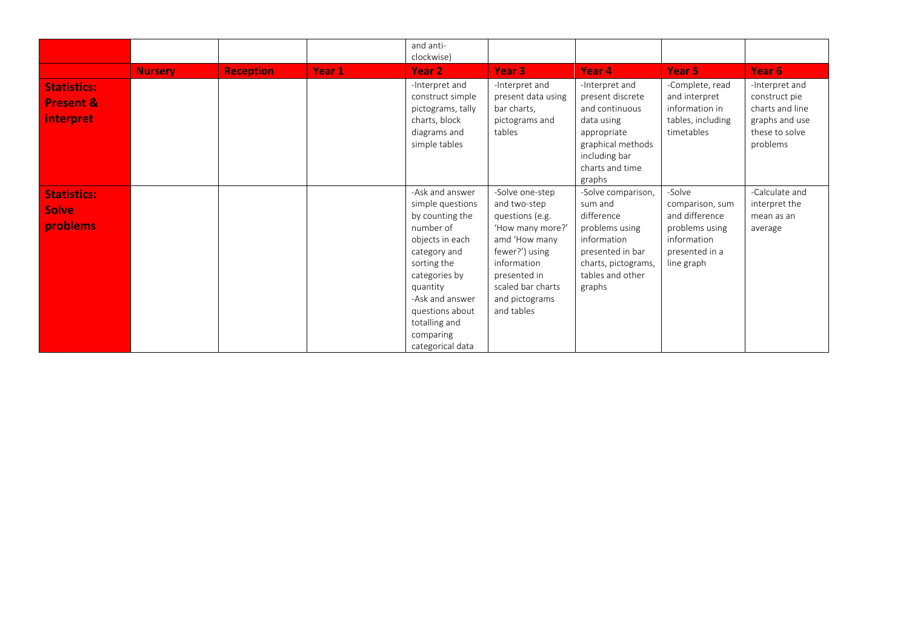| | | | | | | | | |
|---|---|---|---|---|---|---|---|---|
| | | | | and anti-clockwise) | | | | |
| | **Nursery** | **Reception** | **Year 1** | **Year 2** | **Year 3** | **Year 4** | **Year 5** | **Year 6** |
| **Statistics: Present & interpret** | | | | -Interpret and construct simple pictograms, tally charts, block diagrams and simple tables | -Interpret and present data using bar charts, pictograms and tables | -Interpret and present discrete and continuous data using appropriate graphical methods including bar charts and time graphs | -Complete, read and interpret information in tables, including timetables | -Interpret and construct pie charts and line graphs and use these to solve problems |
| **Statistics: Solve problems** | | | | -Ask and answer simple questions by counting the number of objects in each category and sorting the categories by quantity<br>-Ask and answer questions about totalling and comparing categorical data | -Solve one-step and two-step questions (e.g. 'How many more?' amd 'How many fewer?') using information presented in scaled bar charts and pictograms and tables | -Solve comparison, sum and difference problems using information presented in bar charts, pictograms, tables and other graphs | -Solve comparison, sum and difference problems using information presented in a line graph | -Calculate and interpret the mean as an average |